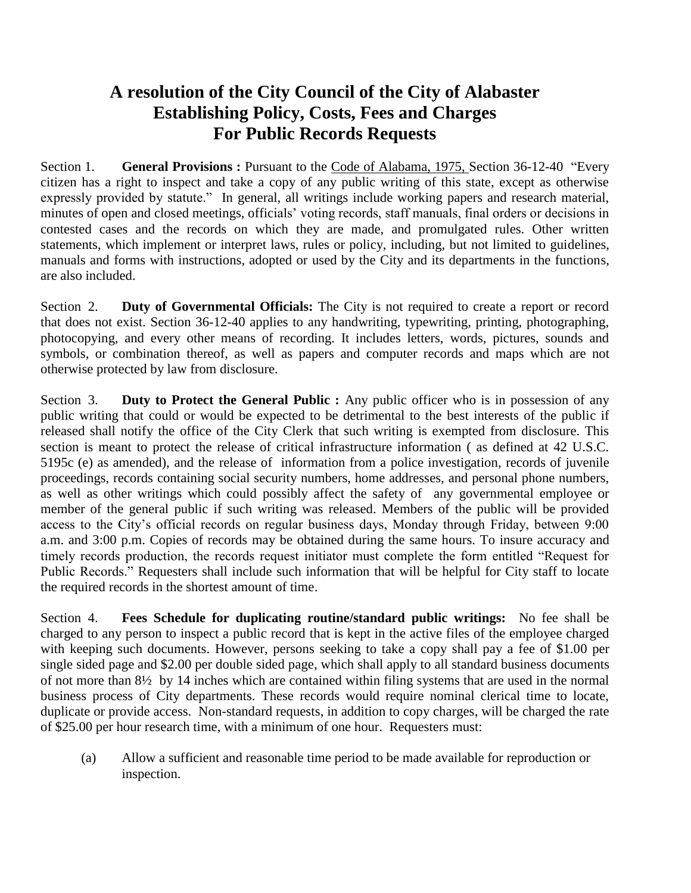# A resolution of the City Council of the City of Alabaster Establishing Policy, Costs, Fees and Charges For Public Records Requests

Section 1. **General Provisions :** Pursuant to the Code of Alabama, 1975, Section 36-12-40 "Every citizen has a right to inspect and take a copy of any public writing of this state, except as otherwise expressly provided by statute." In general, all writings include working papers and research material, minutes of open and closed meetings, officials' voting records, staff manuals, final orders or decisions in contested cases and the records on which they are made, and promulgated rules. Other written statements, which implement or interpret laws, rules or policy, including, but not limited to guidelines, manuals and forms with instructions, adopted or used by the City and its departments in the functions, are also included.

Section 2. **Duty of Governmental Officials:** The City is not required to create a report or record that does not exist. Section 36-12-40 applies to any handwriting, typewriting, printing, photographing, photocopying, and every other means of recording. It includes letters, words, pictures, sounds and symbols, or combination thereof, as well as papers and computer records and maps which are not otherwise protected by law from disclosure.

Section 3. **Duty to Protect the General Public :** Any public officer who is in possession of any public writing that could or would be expected to be detrimental to the best interests of the public if released shall notify the office of the City Clerk that such writing is exempted from disclosure. This section is meant to protect the release of critical infrastructure information ( as defined at 42 U.S.C. 5195c (e) as amended), and the release of information from a police investigation, records of juvenile proceedings, records containing social security numbers, home addresses, and personal phone numbers, as well as other writings which could possibly affect the safety of any governmental employee or member of the general public if such writing was released. Members of the public will be provided access to the City's official records on regular business days, Monday through Friday, between 9:00 a.m. and 3:00 p.m. Copies of records may be obtained during the same hours. To insure accuracy and timely records production, the records request initiator must complete the form entitled "Request for Public Records." Requesters shall include such information that will be helpful for City staff to locate the required records in the shortest amount of time.

Section 4. **Fees Schedule for duplicating routine/standard public writings:** No fee shall be charged to any person to inspect a public record that is kept in the active files of the employee charged with keeping such documents. However, persons seeking to take a copy shall pay a fee of $1.00 per single sided page and $2.00 per double sided page, which shall apply to all standard business documents of not more than 8½ by 14 inches which are contained within filing systems that are used in the normal business process of City departments. These records would require nominal clerical time to locate, duplicate or provide access. Non-standard requests, in addition to copy charges, will be charged the rate of $25.00 per hour research time, with a minimum of one hour. Requesters must:

(a) Allow a sufficient and reasonable time period to be made available for reproduction or inspection.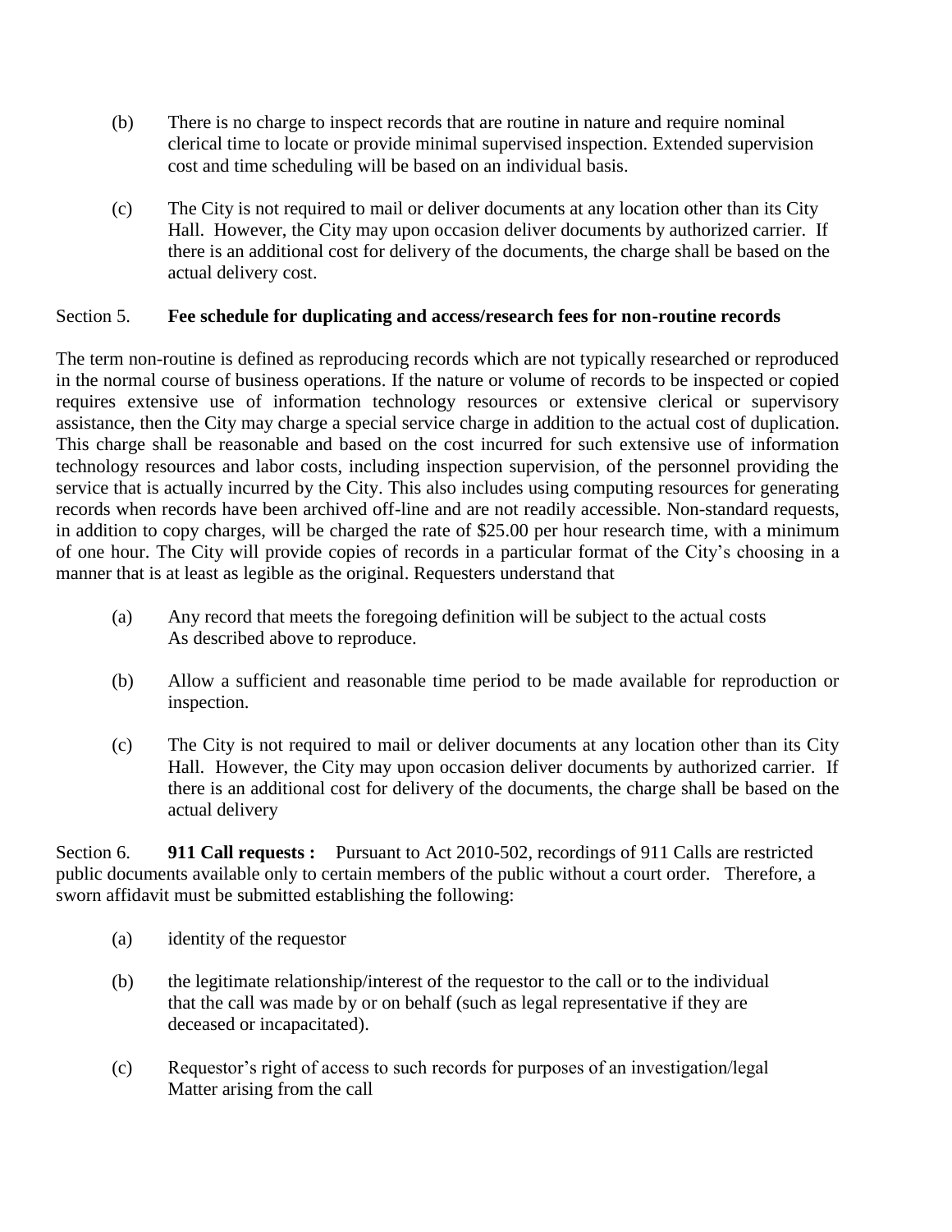(b) There is no charge to inspect records that are routine in nature and require nominal clerical time to locate or provide minimal supervised inspection. Extended supervision cost and time scheduling will be based on an individual basis.

(c) The City is not required to mail or deliver documents at any location other than its City Hall. However, the City may upon occasion deliver documents by authorized carrier. If there is an additional cost for delivery of the documents, the charge shall be based on the actual delivery cost.

Section 5. **Fee schedule for duplicating and access/research fees for non-routine records**

The term non-routine is defined as reproducing records which are not typically researched or reproduced in the normal course of business operations. If the nature or volume of records to be inspected or copied requires extensive use of information technology resources or extensive clerical or supervisory assistance, then the City may charge a special service charge in addition to the actual cost of duplication. This charge shall be reasonable and based on the cost incurred for such extensive use of information technology resources and labor costs, including inspection supervision, of the personnel providing the service that is actually incurred by the City. This also includes using computing resources for generating records when records have been archived off-line and are not readily accessible. Non-standard requests, in addition to copy charges, will be charged the rate of $25.00 per hour research time, with a minimum of one hour. The City will provide copies of records in a particular format of the City's choosing in a manner that is at least as legible as the original. Requesters understand that

(a) Any record that meets the foregoing definition will be subject to the actual costs As described above to reproduce.

(b) Allow a sufficient and reasonable time period to be made available for reproduction or inspection.

(c) The City is not required to mail or deliver documents at any location other than its City Hall. However, the City may upon occasion deliver documents by authorized carrier. If there is an additional cost for delivery of the documents, the charge shall be based on the actual delivery

Section 6. **911 Call requests :** Pursuant to Act 2010-502, recordings of 911 Calls are restricted public documents available only to certain members of the public without a court order. Therefore, a sworn affidavit must be submitted establishing the following:

(a) identity of the requestor

(b) the legitimate relationship/interest of the requestor to the call or to the individual that the call was made by or on behalf (such as legal representative if they are deceased or incapacitated).

(c) Requestor's right of access to such records for purposes of an investigation/legal Matter arising from the call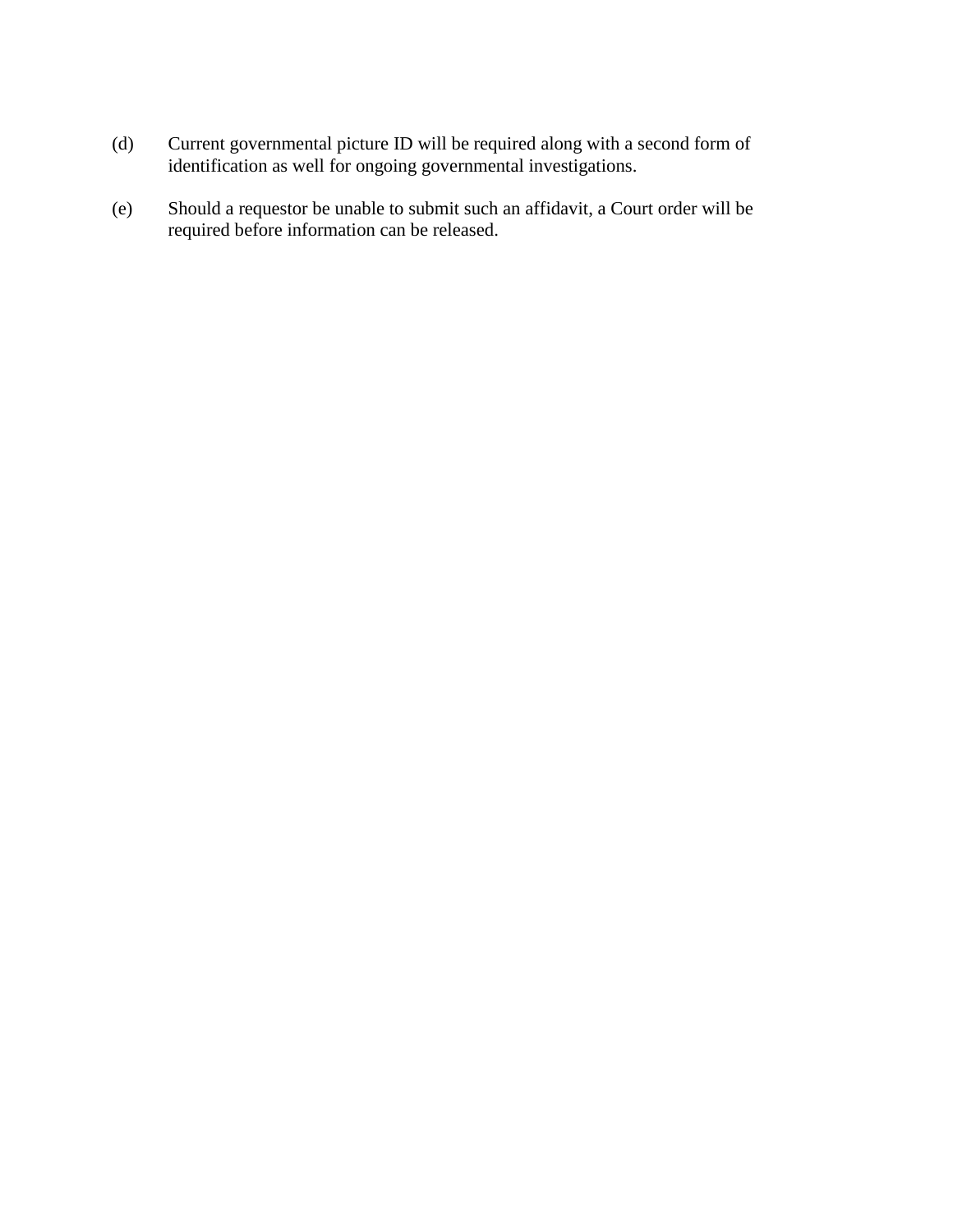(d) Current governmental picture ID will be required along with a second form of identification as well for ongoing governmental investigations.

(e) Should a requestor be unable to submit such an affidavit, a Court order will be required before information can be released.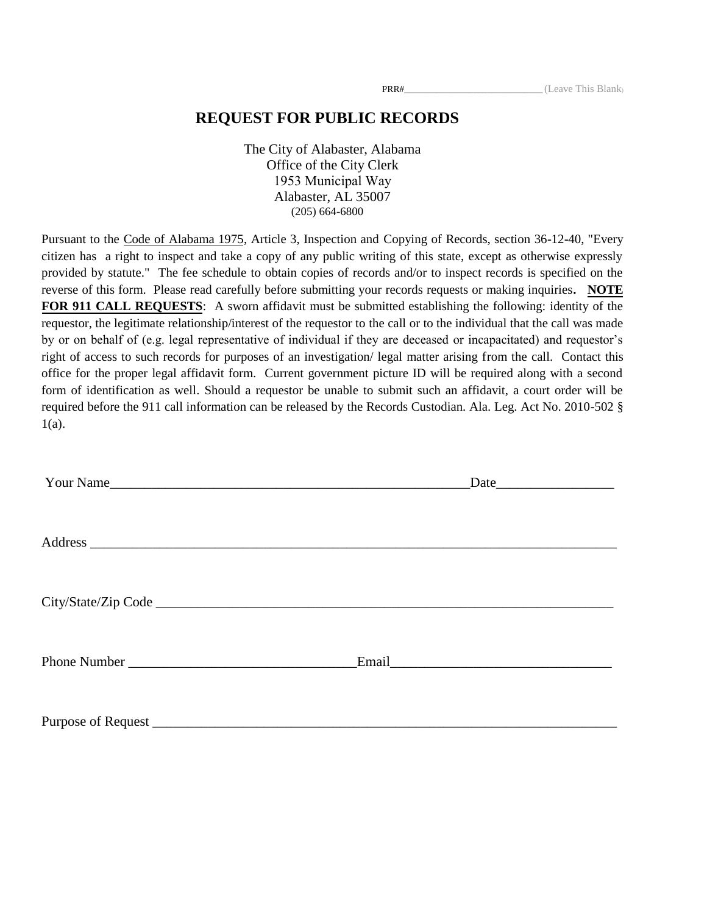PRR#___________________________ (Leave This Blank)

# REQUEST FOR PUBLIC RECORDS

The City of Alabaster, Alabama
Office of the City Clerk
1953 Municipal Way
Alabaster, AL 35007
(205) 664-6800

Pursuant to the Code of Alabama 1975, Article 3, Inspection and Copying of Records, section 36-12-40, "Every citizen has a right to inspect and take a copy of any public writing of this state, except as otherwise expressly provided by statute." The fee schedule to obtain copies of records and/or to inspect records is specified on the reverse of this form. Please read carefully before submitting your records requests or making inquiries. **NOTE FOR 911 CALL REQUESTS**: A sworn affidavit must be submitted establishing the following: identity of the requestor, the legitimate relationship/interest of the requestor to the call or to the individual that the call was made by or on behalf of (e.g. legal representative of individual if they are deceased or incapacitated) and requestor's right of access to such records for purposes of an investigation/ legal matter arising from the call. Contact this office for the proper legal affidavit form. Current government picture ID will be required along with a second form of identification as well. Should a requestor be unable to submit such an affidavit, a court order will be required before the 911 call information can be released by the Records Custodian. Ala. Leg. Act No. 2010-502 § 1(a).

Your Name_______________________________________________________Date_________________

Address ______________________________________________________________________________

City/State/Zip Code _____________________________________________________________________

Phone Number __________________________________Email________________________________

Purpose of Request ______________________________________________________________________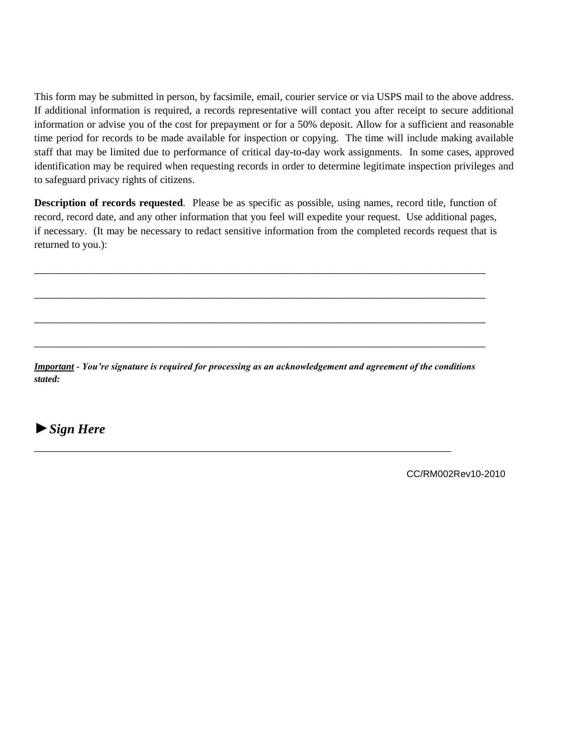This form may be submitted in person, by facsimile, email, courier service or via USPS mail to the above address. If additional information is required, a records representative will contact you after receipt to secure additional information or advise you of the cost for prepayment or for a 50% deposit. Allow for a sufficient and reasonable time period for records to be made available for inspection or copying. The time will include making available staff that may be limited due to performance of critical day-to-day work assignments. In some cases, approved identification may be required when requesting records in order to determine legitimate inspection privileges and to safeguard privacy rights of citizens.

**Description of records requested**. Please be as specific as possible, using names, record title, function of record, record date, and any other information that you feel will expedite your request. Use additional pages, if necessary. (It may be necessary to redact sensitive information from the completed records request that is returned to you.):

_____________________________________________________________________________________

_____________________________________________________________________________________

_____________________________________________________________________________________

_____________________________________________________________________________________

***Important** - You're signature is required for processing as an acknowledgement and agreement of the conditions stated:*

***►Sign Here***

_______________________________________________________________________________

CC/RM002Rev10-2010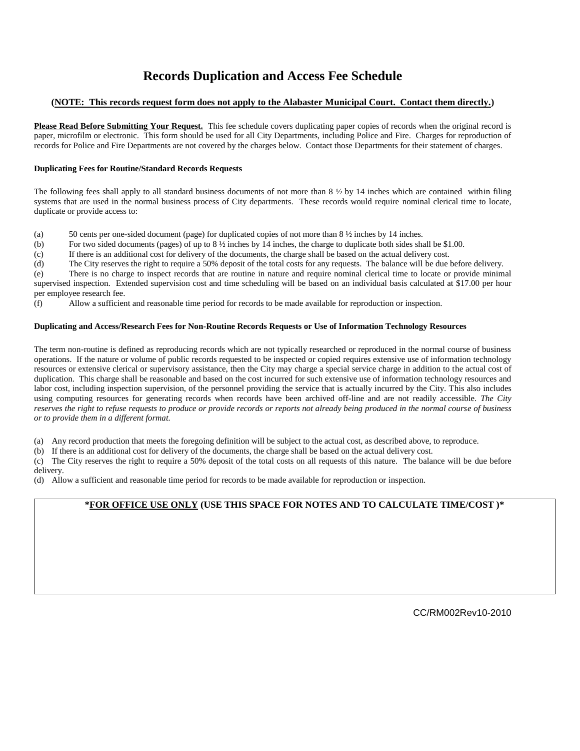# Records Duplication and Access Fee Schedule

**(NOTE: This records request form does not apply to the Alabaster Municipal Court. Contact them directly.)**

**Please Read Before Submitting Your Request.** This fee schedule covers duplicating paper copies of records when the original record is paper, microfilm or electronic. This form should be used for all City Departments, including Police and Fire. Charges for reproduction of records for Police and Fire Departments are not covered by the charges below. Contact those Departments for their statement of charges.

**Duplicating Fees for Routine/Standard Records Requests**

The following fees shall apply to all standard business documents of not more than 8 ½ by 14 inches which are contained within filing systems that are used in the normal business process of City departments. These records would require nominal clerical time to locate, duplicate or provide access to:

(a) 50 cents per one-sided document (page) for duplicated copies of not more than 8 ½ inches by 14 inches.
(b) For two sided documents (pages) of up to 8 ½ inches by 14 inches, the charge to duplicate both sides shall be $1.00.
(c) If there is an additional cost for delivery of the documents, the charge shall be based on the actual delivery cost.
(d) The City reserves the right to require a 50% deposit of the total costs for any requests. The balance will be due before delivery.
(e) There is no charge to inspect records that are routine in nature and require nominal clerical time to locate or provide minimal supervised inspection. Extended supervision cost and time scheduling will be based on an individual basis calculated at $17.00 per hour per employee research fee.
(f) Allow a sufficient and reasonable time period for records to be made available for reproduction or inspection.

**Duplicating and Access/Research Fees for Non-Routine Records Requests or Use of Information Technology Resources**

The term non-routine is defined as reproducing records which are not typically researched or reproduced in the normal course of business operations. If the nature or volume of public records requested to be inspected or copied requires extensive use of information technology resources or extensive clerical or supervisory assistance, then the City may charge a special service charge in addition to the actual cost of duplication. This charge shall be reasonable and based on the cost incurred for such extensive use of information technology resources and labor cost, including inspection supervision, of the personnel providing the service that is actually incurred by the City. This also includes using computing resources for generating records when records have been archived off-line and are not readily accessible. *The City reserves the right to refuse requests to produce or provide records or reports not already being produced in the normal course of business or to provide them in a different format.*

(a) Any record production that meets the foregoing definition will be subject to the actual cost, as described above, to reproduce.
(b) If there is an additional cost for delivery of the documents, the charge shall be based on the actual delivery cost.
(c) The City reserves the right to require a 50% deposit of the total costs on all requests of this nature. The balance will be due before delivery.
(d) Allow a sufficient and reasonable time period for records to be made available for reproduction or inspection.

| **\*FOR OFFICE USE ONLY (USE THIS SPACE FOR NOTES AND TO CALCULATE TIME/COST )\*** |
| --- |
| |

CC/RM002Rev10-2010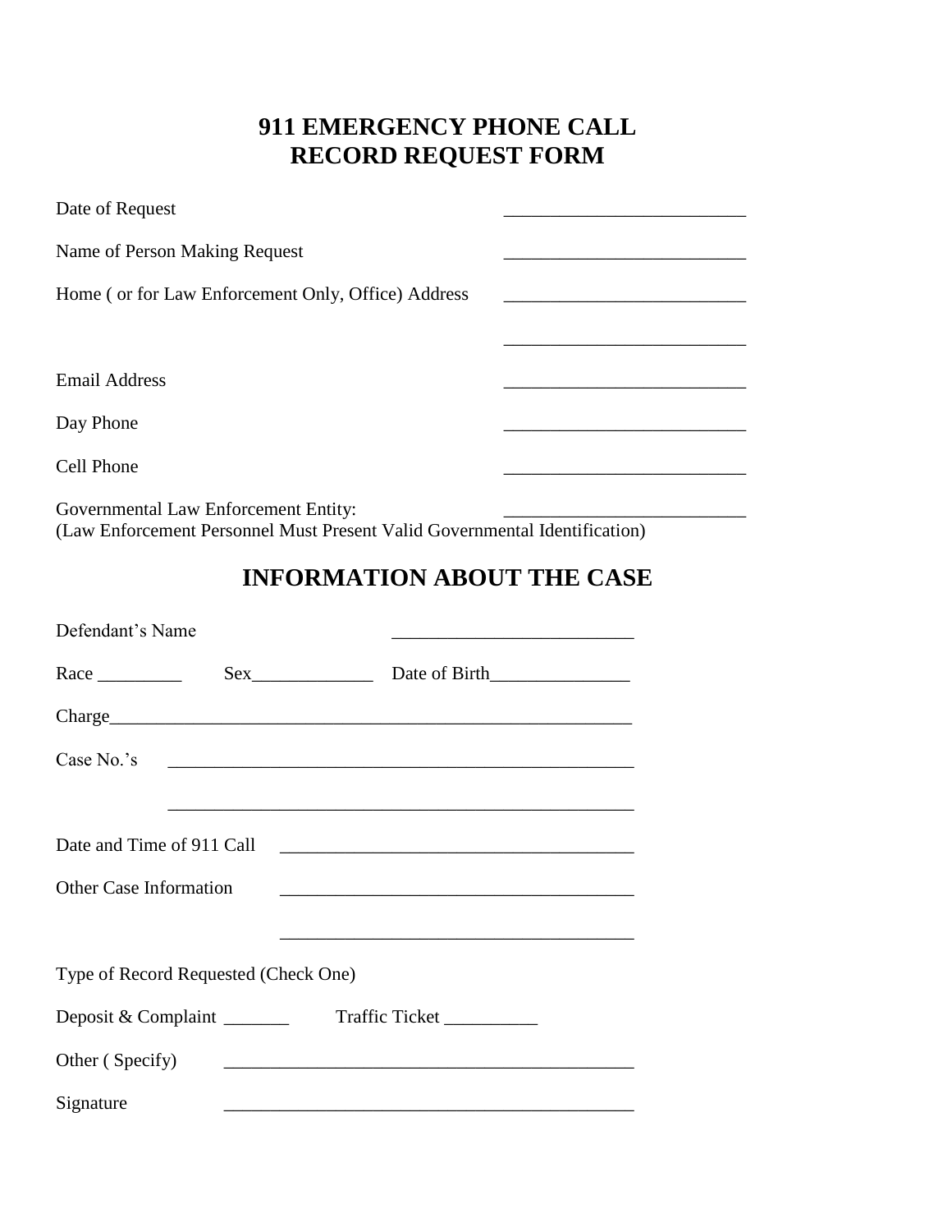# 911 EMERGENCY PHONE CALL RECORD REQUEST FORM

Date of Request ____________________

Name of Person Making Request ____________________

Home ( or for Law Enforcement Only, Office) Address ____________________

____________________

Email Address ____________________

Day Phone ____________________

Cell Phone ____________________

Governmental Law Enforcement Entity: ____________________
(Law Enforcement Personnel Must Present Valid Governmental Identification)

## INFORMATION ABOUT THE CASE

Defendant's Name ____________________

Race _________ Sex _____________ Date of Birth _______________

Charge ________________________________________________

Case No.'s ________________________________________________

________________________________________________

Date and Time of 911 Call ____________________________________

Other Case Information ____________________________________

____________________________________

Type of Record Requested (Check One)

Deposit & Complaint _______ Traffic Ticket __________

Other ( Specify) ________________________________________

Signature ________________________________________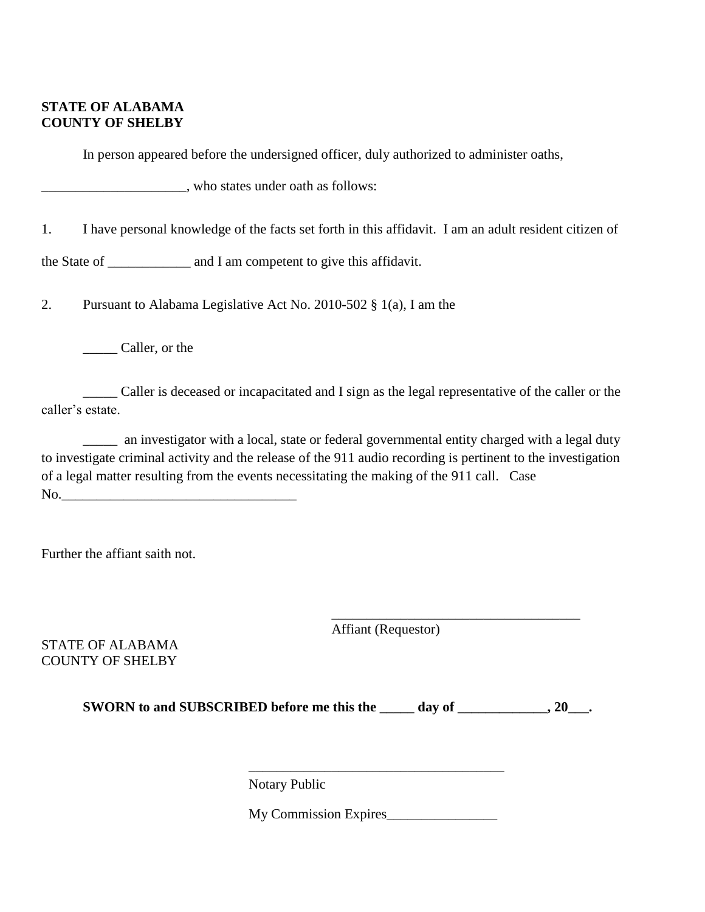**STATE OF ALABAMA**
**COUNTY OF SHELBY**

In person appeared before the undersigned officer, duly authorized to administer oaths,

_____________________, who states under oath as follows:

1. I have personal knowledge of the facts set forth in this affidavit. I am an adult resident citizen of the State of ____________ and I am competent to give this affidavit.

2. Pursuant to Alabama Legislative Act No. 2010-502 § 1(a), I am the

_____ Caller, or the

_____ Caller is deceased or incapacitated and I sign as the legal representative of the caller or the caller's estate.

_____ an investigator with a local, state or federal governmental entity charged with a legal duty to investigate criminal activity and the release of the 911 audio recording is pertinent to the investigation of a legal matter resulting from the events necessitating the making of the 911 call. Case No.__________________________________

Further the affiant saith not.

_____________________________________
Affiant (Requestor)

STATE OF ALABAMA
COUNTY OF SHELBY

**SWORN to and SUBSCRIBED before me this the _____ day of _____________, 20___.**

_____________________________________
Notary Public

My Commission Expires________________